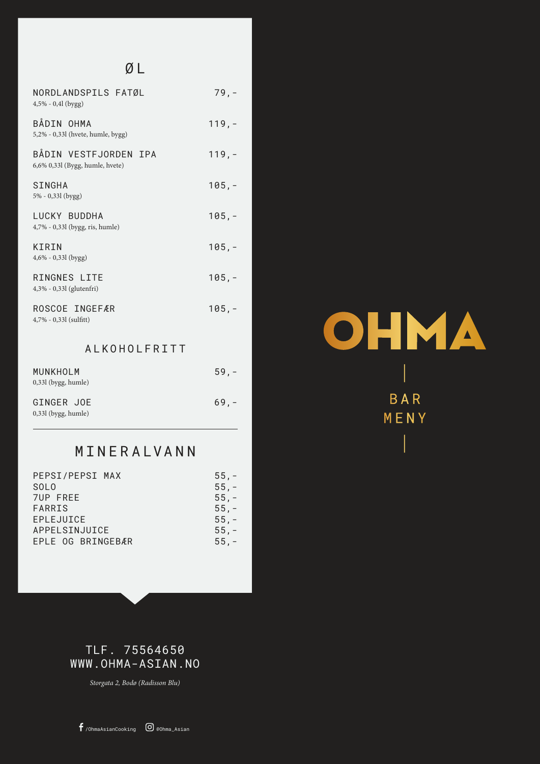# OHMA

## BAR MENY

## ØL

| | |
|---|---|
| NORDLANDSPILS FATØL<br>4,5% - 0,4l (bygg) | 79,- |
| BÅDIN OHMA<br>5,2% - 0,33l (hvete, humle, bygg) | 119,- |
| BÅDIN VESTFJORDEN IPA<br>6,6% 0,33l (Bygg, humle, hvete) | 119,- |
| SINGHA<br>5% - 0,33l (bygg) | 105,- |
| LUCKY BUDDHA<br>4,7% - 0,33l (bygg, ris, humle) | 105,- |
| KIRIN<br>4,6% - 0,33l (bygg) | 105,- |
| RINGNES LITE<br>4,3% - 0,33l (glutenfri) | 105,- |
| ROSCOE INGEFÆR<br>4,7% - 0,33l (sulfitt) | 105,- |

## ALKOHOLFRITT

| | |
|---|---|
| MUNKHOLM<br>0,33l (bygg, humle) | 59,- |
| GINGER JOE<br>0,33l (bygg, humle) | 69,- |

## MINERALVANN

| | |
|---|---|
| PEPSI/PEPSI MAX | 55,- |
| SOLO | 55,- |
| 7UP FREE | 55,- |
| FARRIS | 55,- |
| EPLEJUICE | 55,- |
| APPELSINJUICE | 55,- |
| EPLE OG BRINGEBÆR | 55,- |

TLF. 75564650
WWW.OHMA-ASIAN.NO

*Storgata 2, Bodø (Radisson Blu)*

/OhmaAsianCooking @Ohma_Asian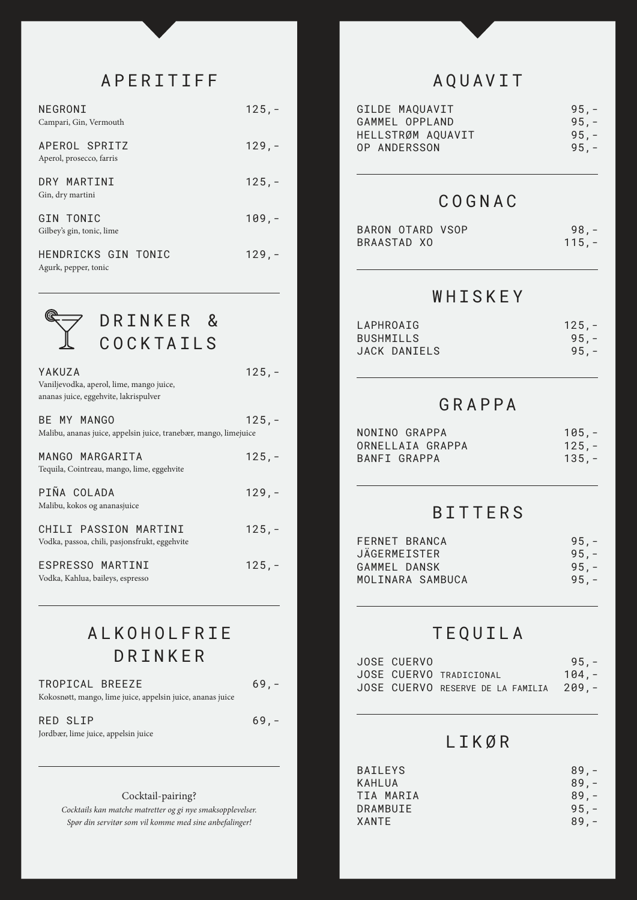## APERITIFF

**NEGRONI** 125,-
Campari, Gin, Vermouth

**APEROL SPRITZ** 129,-
Aperol, prosecco, farris

**DRY MARTINI** 125,-
Gin, dry martini

**GIN TONIC** 109,-
Gilbey's gin, tonic, lime

**HENDRICKS GIN TONIC** 129,-
Agurk, pepper, tonic

## DRINKER & COCKTAILS

**YAKUZA** 125,-
Vaniljevodka, aperol, lime, mango juice, ananas juice, eggehvite, lakrispulver

**BE MY MANGO** 125,-
Malibu, ananas juice, appelsin juice, tranebær, mango, limejuice

**MANGO MARGARITA** 125,-
Tequila, Cointreau, mango, lime, eggehvite

**PIÑA COLADA** 129,-
Malibu, kokos og ananasjuice

**CHILI PASSION MARTINI** 125,-
Vodka, passoa, chili, pasjonsfrukt, eggehvite

**ESPRESSO MARTINI** 125,-
Vodka, Kahlua, baileys, espresso

## ALKOHOLFRIE DRINKER

**TROPICAL BREEZE** 69,-
Kokosnøtt, mango, lime juice, appelsin juice, ananas juice

**RED SLIP** 69,-
Jordbær, lime juice, appelsin juice

Cocktail-pairing?

*Cocktails kan matche matretter og gi nye smaksopplevelser. Spør din servitør som vil komme med sine anbefalinger!*

## AQUAVIT

| | |
|---|---|
| GILDE MAQUAVIT | 95,- |
| GAMMEL OPPLAND | 95,- |
| HELLSTRØM AQUAVIT | 95,- |
| OP ANDERSSON | 95,- |

## COGNAC

| | |
|---|---|
| BARON OTARD VSOP | 98,- |
| BRAASTAD XO | 115,- |

## WHISKEY

| | |
|---|---|
| LAPHROAIG | 125,- |
| BUSHMILLS | 95,- |
| JACK DANIELS | 95,- |

## GRAPPA

| | |
|---|---|
| NONINO GRAPPA | 105,- |
| ORNELLAIA GRAPPA | 125,- |
| BANFI GRAPPA | 135,- |

## BITTERS

| | |
|---|---|
| FERNET BRANCA | 95,- |
| JÄGERMEISTER | 95,- |
| GAMMEL DANSK | 95,- |
| MOLINARA SAMBUCA | 95,- |

## TEQUILA

| | |
|---|---|
| JOSE CUERVO | 95,- |
| JOSE CUERVO TRADICIONAL | 104,- |
| JOSE CUERVO RESERVE DE LA FAMILIA | 209,- |

## LIKØR

| | |
|---|---|
| BAILEYS | 89,- |
| KAHLUA | 89,- |
| TIA MARIA | 89,- |
| DRAMBUIE | 95,- |
| XANTE | 89,- |